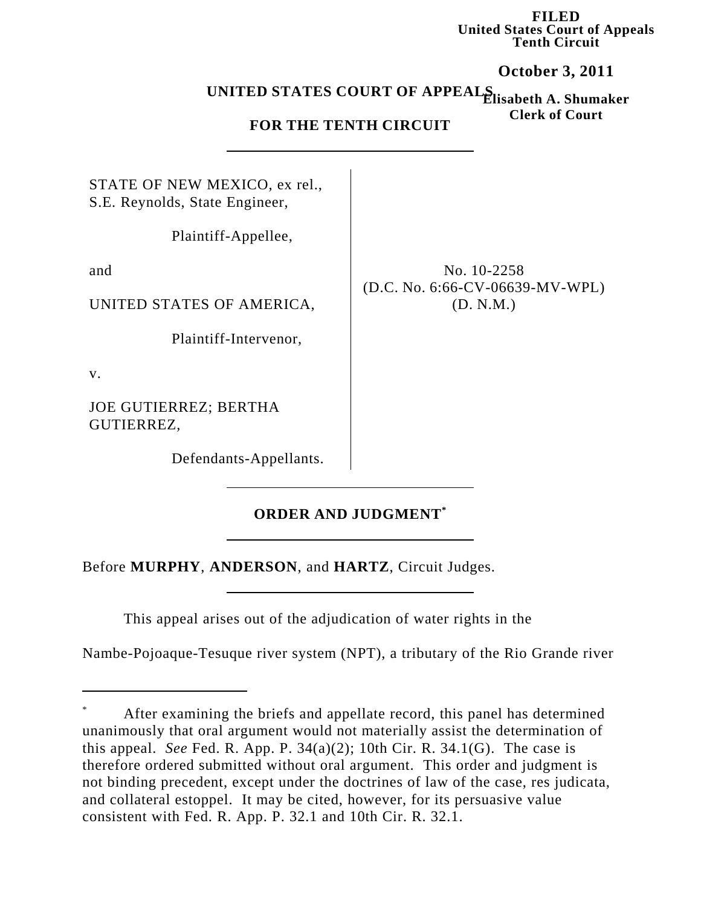**FILED**
**United States Court of Appeals**
**Tenth Circuit**

**October 3, 2011**

**Elisabeth A. Shumaker**
**Clerk of Court**

**UNITED STATES COURT OF APPEALS**

**FOR THE TENTH CIRCUIT**

---

STATE OF NEW MEXICO, ex rel., S.E. Reynolds, State Engineer,

Plaintiff-Appellee,

and

UNITED STATES OF AMERICA,

Plaintiff-Intervenor,

v.

JOE GUTIERREZ; BERTHA GUTIERREZ,

Defendants-Appellants.

No. 10-2258
(D.C. No. 6:66-CV-06639-MV-WPL)
(D. N.M.)

---

**ORDER AND JUDGMENT[*]**

---

Before **MURPHY**, **ANDERSON**, and **HARTZ**, Circuit Judges.

---

This appeal arises out of the adjudication of water rights in the Nambe-Pojoaque-Tesuque river system (NPT), a tributary of the Rio Grande river

---

[*] After examining the briefs and appellate record, this panel has determined unanimously that oral argument would not materially assist the determination of this appeal. *See* Fed. R. App. P. 34(a)(2); 10th Cir. R. 34.1(G). The case is therefore ordered submitted without oral argument. This order and judgment is not binding precedent, except under the doctrines of law of the case, res judicata, and collateral estoppel. It may be cited, however, for its persuasive value consistent with Fed. R. App. P. 32.1 and 10th Cir. R. 32.1.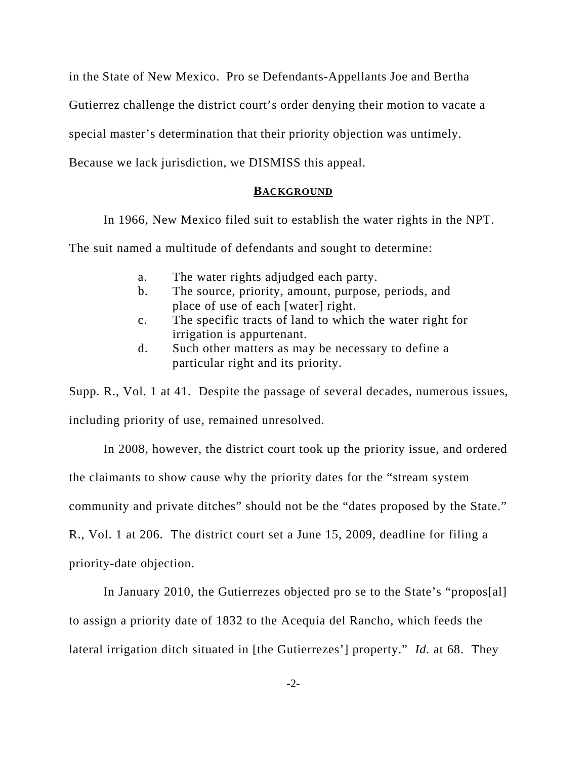in the State of New Mexico. Pro se Defendants-Appellants Joe and Bertha Gutierrez challenge the district court's order denying their motion to vacate a special master's determination that their priority objection was untimely. Because we lack jurisdiction, we DISMISS this appeal.

## BACKGROUND

In 1966, New Mexico filed suit to establish the water rights in the NPT. The suit named a multitude of defendants and sought to determine:

> a. The water rights adjudged each party.
> b. The source, priority, amount, purpose, periods, and place of use of each [water] right.
> c. The specific tracts of land to which the water right for irrigation is appurtenant.
> d. Such other matters as may be necessary to define a particular right and its priority.

Supp. R., Vol. 1 at 41. Despite the passage of several decades, numerous issues, including priority of use, remained unresolved.

In 2008, however, the district court took up the priority issue, and ordered the claimants to show cause why the priority dates for the "stream system community and private ditches" should not be the "dates proposed by the State." R., Vol. 1 at 206. The district court set a June 15, 2009, deadline for filing a priority-date objection.

In January 2010, the Gutierrezes objected pro se to the State's "propos[al] to assign a priority date of 1832 to the Acequia del Rancho, which feeds the lateral irrigation ditch situated in [the Gutierrezes'] property." *Id.* at 68. They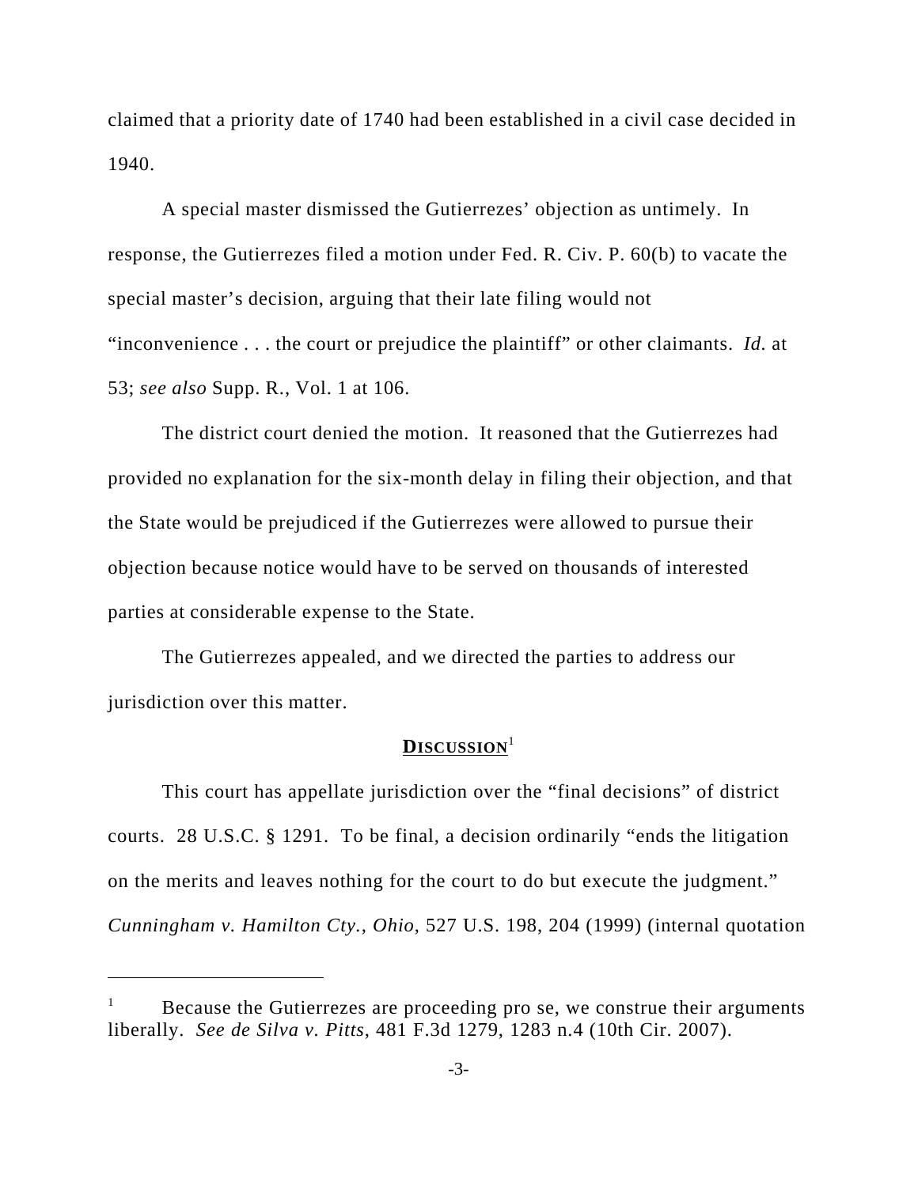claimed that a priority date of 1740 had been established in a civil case decided in 1940.

A special master dismissed the Gutierrezes' objection as untimely. In response, the Gutierrezes filed a motion under Fed. R. Civ. P. 60(b) to vacate the special master's decision, arguing that their late filing would not "inconvenience . . . the court or prejudice the plaintiff" or other claimants. *Id.* at 53; *see also* Supp. R., Vol. 1 at 106.

The district court denied the motion. It reasoned that the Gutierrezes had provided no explanation for the six-month delay in filing their objection, and that the State would be prejudiced if the Gutierrezes were allowed to pursue their objection because notice would have to be served on thousands of interested parties at considerable expense to the State.

The Gutierrezes appealed, and we directed the parties to address our jurisdiction over this matter.

## **DISCUSSION**[1]

This court has appellate jurisdiction over the "final decisions" of district courts. 28 U.S.C. § 1291. To be final, a decision ordinarily "ends the litigation on the merits and leaves nothing for the court to do but execute the judgment." *Cunningham v. Hamilton Cty., Ohio*, 527 U.S. 198, 204 (1999) (internal quotation

---

[1] Because the Gutierrezes are proceeding pro se, we construe their arguments liberally. *See de Silva v. Pitts*, 481 F.3d 1279, 1283 n.4 (10th Cir. 2007).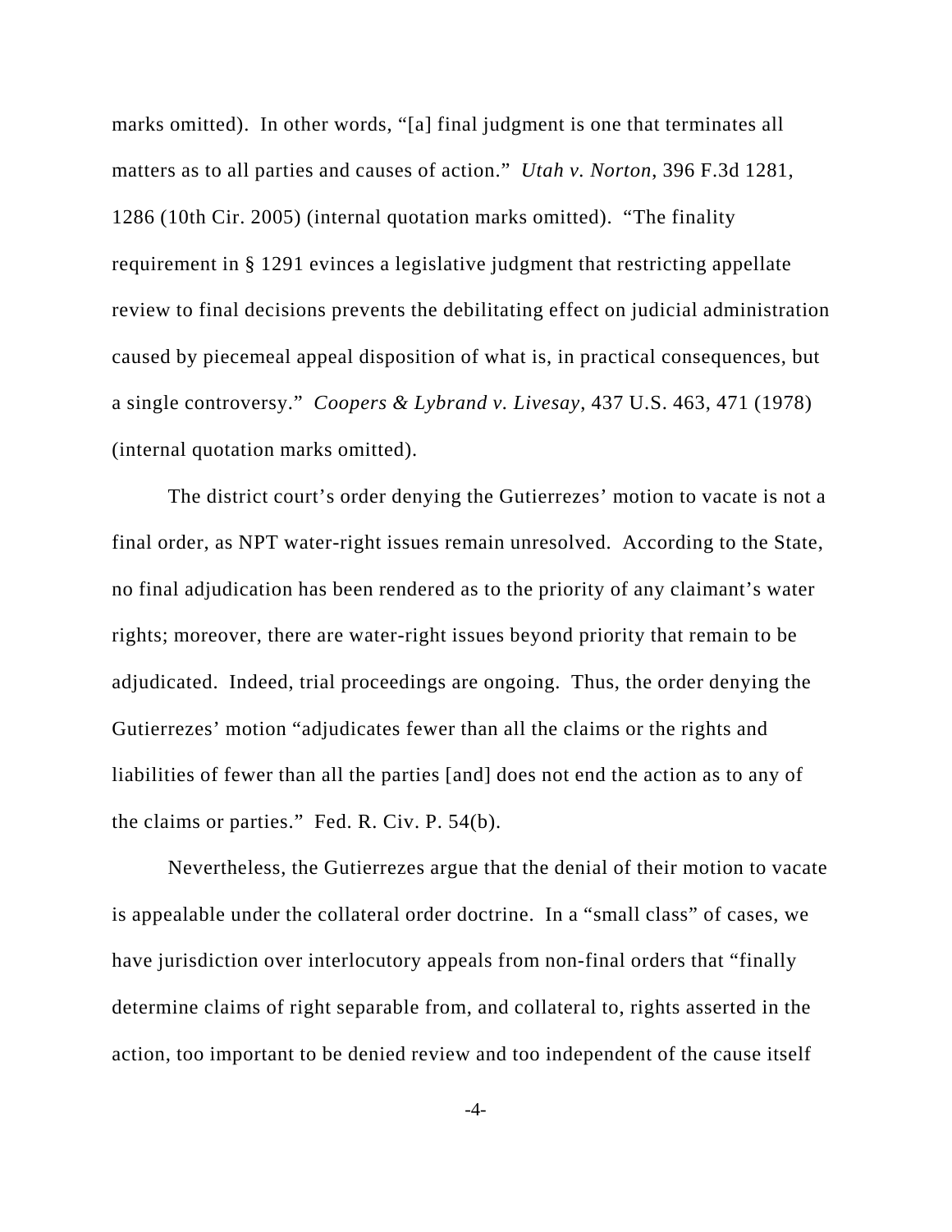marks omitted). In other words, "[a] final judgment is one that terminates all matters as to all parties and causes of action." *Utah v. Norton*, 396 F.3d 1281, 1286 (10th Cir. 2005) (internal quotation marks omitted). "The finality requirement in § 1291 evinces a legislative judgment that restricting appellate review to final decisions prevents the debilitating effect on judicial administration caused by piecemeal appeal disposition of what is, in practical consequences, but a single controversy." *Coopers & Lybrand v. Livesay*, 437 U.S. 463, 471 (1978) (internal quotation marks omitted).

The district court's order denying the Gutierrezes' motion to vacate is not a final order, as NPT water-right issues remain unresolved. According to the State, no final adjudication has been rendered as to the priority of any claimant's water rights; moreover, there are water-right issues beyond priority that remain to be adjudicated. Indeed, trial proceedings are ongoing. Thus, the order denying the Gutierrezes' motion "adjudicates fewer than all the claims or the rights and liabilities of fewer than all the parties [and] does not end the action as to any of the claims or parties." Fed. R. Civ. P. 54(b).

Nevertheless, the Gutierrezes argue that the denial of their motion to vacate is appealable under the collateral order doctrine. In a "small class" of cases, we have jurisdiction over interlocutory appeals from non-final orders that "finally determine claims of right separable from, and collateral to, rights asserted in the action, too important to be denied review and too independent of the cause itself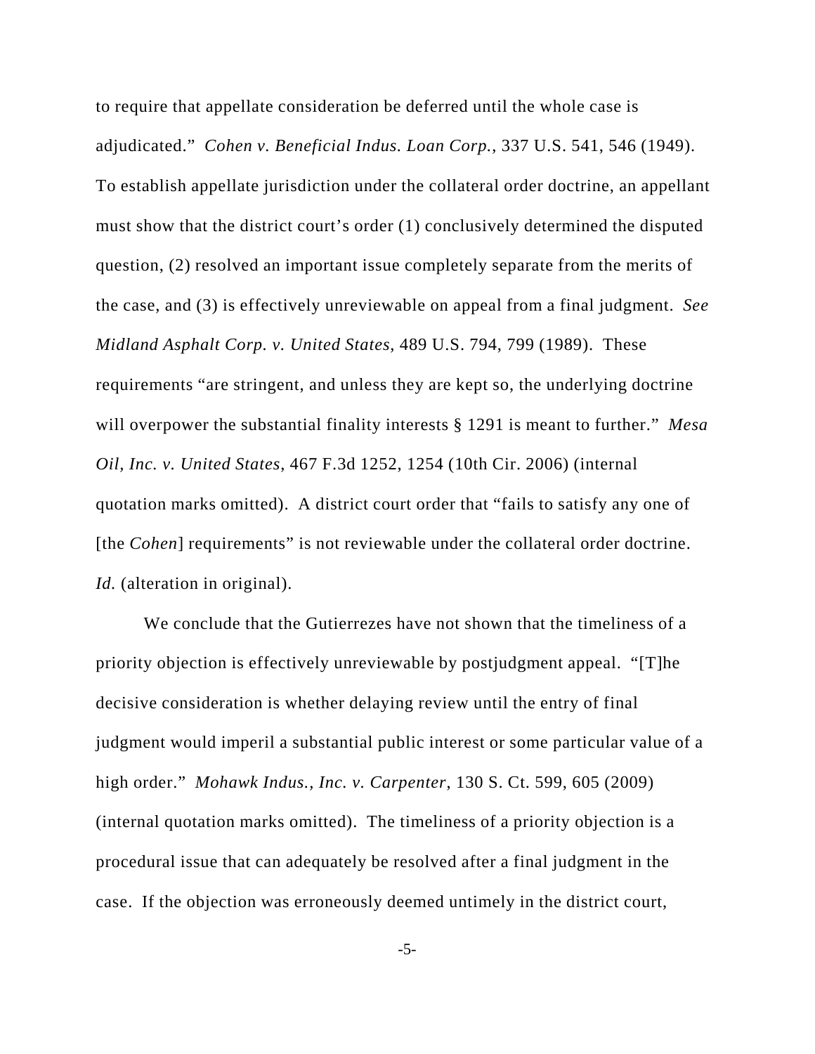to require that appellate consideration be deferred until the whole case is adjudicated." *Cohen v. Beneficial Indus. Loan Corp.*, 337 U.S. 541, 546 (1949). To establish appellate jurisdiction under the collateral order doctrine, an appellant must show that the district court's order (1) conclusively determined the disputed question, (2) resolved an important issue completely separate from the merits of the case, and (3) is effectively unreviewable on appeal from a final judgment. *See Midland Asphalt Corp. v. United States*, 489 U.S. 794, 799 (1989). These requirements "are stringent, and unless they are kept so, the underlying doctrine will overpower the substantial finality interests § 1291 is meant to further." *Mesa Oil, Inc. v. United States*, 467 F.3d 1252, 1254 (10th Cir. 2006) (internal quotation marks omitted). A district court order that "fails to satisfy any one of [the *Cohen*] requirements" is not reviewable under the collateral order doctrine. *Id.* (alteration in original).

We conclude that the Gutierrezes have not shown that the timeliness of a priority objection is effectively unreviewable by postjudgment appeal. "[T]he decisive consideration is whether delaying review until the entry of final judgment would imperil a substantial public interest or some particular value of a high order." *Mohawk Indus., Inc. v. Carpenter*, 130 S. Ct. 599, 605 (2009) (internal quotation marks omitted). The timeliness of a priority objection is a procedural issue that can adequately be resolved after a final judgment in the case. If the objection was erroneously deemed untimely in the district court,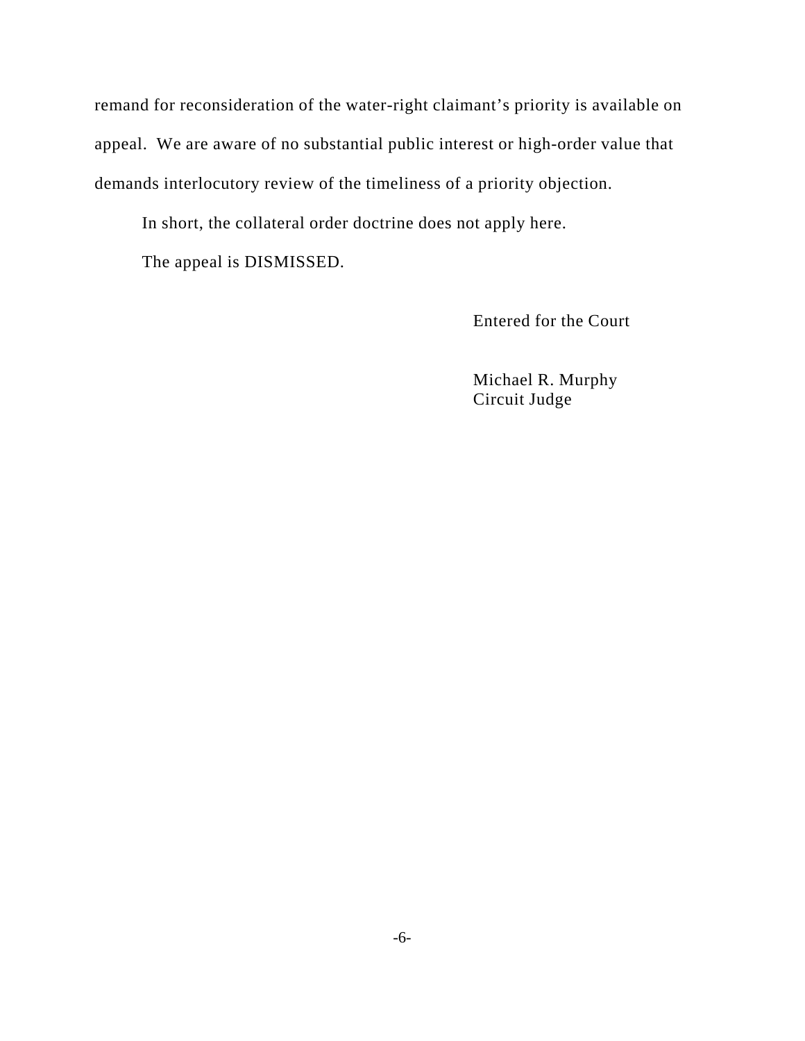remand for reconsideration of the water-right claimant's priority is available on appeal. We are aware of no substantial public interest or high-order value that demands interlocutory review of the timeliness of a priority objection.

In short, the collateral order doctrine does not apply here.

The appeal is DISMISSED.

Entered for the Court

Michael R. Murphy
Circuit Judge